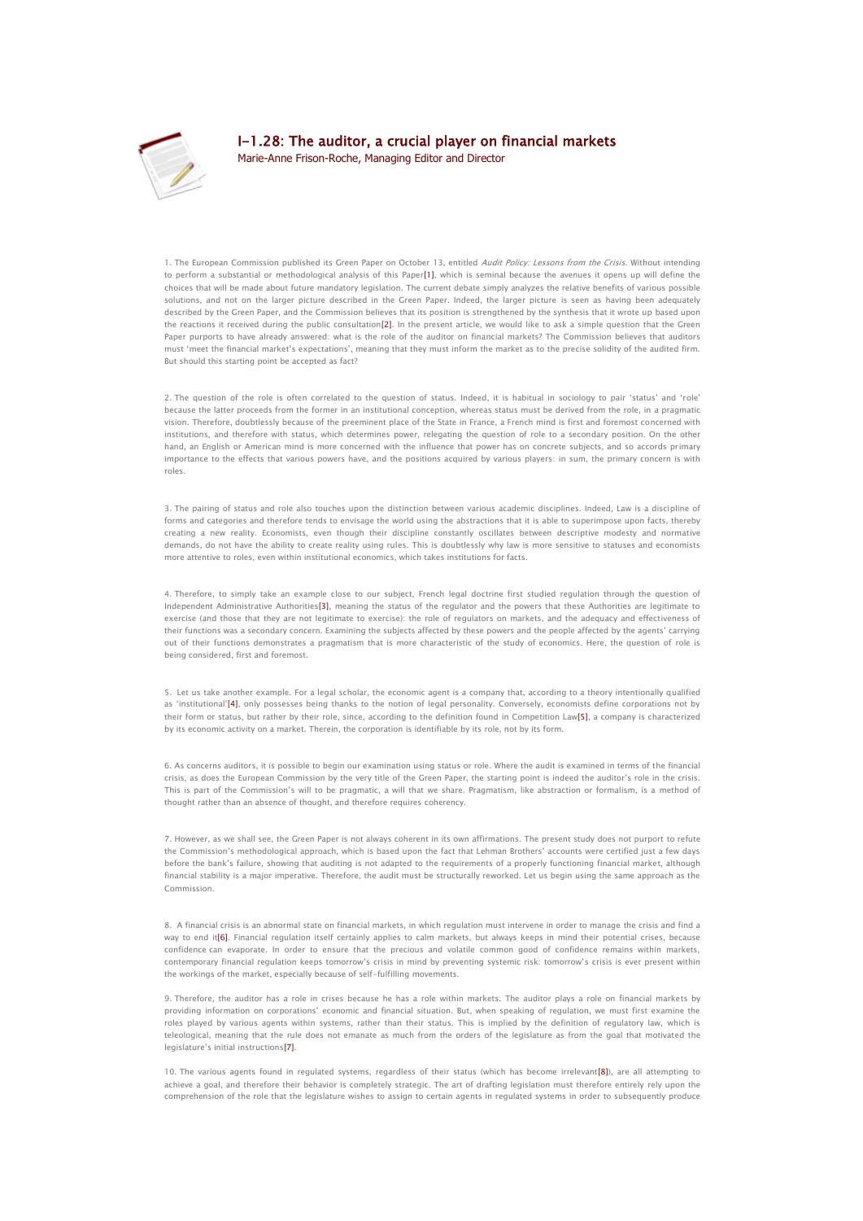# I-1.28: The auditor, a crucial player on financial markets

Marie-Anne Frison-Roche, Managing Editor and Director

1. The European Commission published its Green Paper on October 13, entitled *Audit Policy: Lessons from the Crisis*. Without intending to perform a substantial or methodological analysis of this Paper[1], which is seminal because the avenues it opens up will define the choices that will be made about future mandatory legislation. The current debate simply analyzes the relative benefits of various possible solutions, and not on the larger picture described in the Green Paper. Indeed, the larger picture is seen as having been adequately described by the Green Paper, and the Commission believes that its position is strengthened by the synthesis that it wrote up based upon the reactions it received during the public consultation[2]. In the present article, we would like to ask a simple question that the Green Paper purports to have already answered: what is the role of the auditor on financial markets? The Commission believes that auditors must 'meet the financial market's expectations', meaning that they must inform the market as to the precise solidity of the audited firm. But should this starting point be accepted as fact?

2. The question of the role is often correlated to the question of status. Indeed, it is habitual in sociology to pair 'status' and 'role' because the latter proceeds from the former in an institutional conception, whereas status must be derived from the role, in a pragmatic vision. Therefore, doubtlessly because of the preeminent place of the State in France, a French mind is first and foremost concerned with institutions, and therefore with status, which determines power, relegating the question of role to a secondary position. On the other hand, an English or American mind is more concerned with the influence that power has on concrete subjects, and so accords primary importance to the effects that various powers have, and the positions acquired by various players: in sum, the primary concern is with roles.

3. The pairing of status and role also touches upon the distinction between various academic disciplines. Indeed, Law is a discipline of forms and categories and therefore tends to envisage the world using the abstractions that it is able to superimpose upon facts, thereby creating a new reality. Economists, even though their discipline constantly oscillates between descriptive modesty and normative demands, do not have the ability to create reality using rules. This is doubtlessly why law is more sensitive to statuses and economists more attentive to roles, even within institutional economics, which takes institutions for facts.

4. Therefore, to simply take an example close to our subject, French legal doctrine first studied regulation through the question of Independent Administrative Authorities[3], meaning the status of the regulator and the powers that these Authorities are legitimate to exercise (and those that they are not legitimate to exercise): the role of regulators on markets, and the adequacy and effectiveness of their functions was a secondary concern. Examining the subjects affected by these powers and the people affected by the agents' carrying out of their functions demonstrates a pragmatism that is more characteristic of the study of economics. Here, the question of role is being considered, first and foremost.

5. Let us take another example. For a legal scholar, the economic agent is a company that, according to a theory intentionally qualified as 'institutional'[4], only possesses being thanks to the notion of legal personality. Conversely, economists define corporations not by their form or status, but rather by their role, since, according to the definition found in Competition Law[5], a company is characterized by its economic activity on a market. Therein, the corporation is identifiable by its role, not by its form.

6. As concerns auditors, it is possible to begin our examination using status or role. Where the audit is examined in terms of the financial crisis, as does the European Commission by the very title of the Green Paper, the starting point is indeed the auditor's role in the crisis. This is part of the Commission's will to be pragmatic, a will that we share. Pragmatism, like abstraction or formalism, is a method of thought rather than an absence of thought, and therefore requires coherency.

7. However, as we shall see, the Green Paper is not always coherent in its own affirmations. The present study does not purport to refute the Commission's methodological approach, which is based upon the fact that Lehman Brothers' accounts were certified just a few days before the bank's failure, showing that auditing is not adapted to the requirements of a properly functioning financial market, although financial stability is a major imperative. Therefore, the audit must be structurally reworked. Let us begin using the same approach as the Commission.

8. A financial crisis is an abnormal state on financial markets, in which regulation must intervene in order to manage the crisis and find a way to end it[6]. Financial regulation itself certainly applies to calm markets, but always keeps in mind their potential crises, because confidence can evaporate. In order to ensure that the precious and volatile common good of confidence remains within markets, contemporary financial regulation keeps tomorrow's crisis in mind by preventing systemic risk: tomorrow's crisis is ever present within the workings of the market, especially because of self-fulfilling movements.

9. Therefore, the auditor has a role in crises because he has a role within markets. The auditor plays a role on financial markets by providing information on corporations' economic and financial situation. But, when speaking of regulation, we must first examine the roles played by various agents within systems, rather than their status. This is implied by the definition of regulatory law, which is teleological, meaning that the rule does not emanate as much from the orders of the legislature as from the goal that motivated the legislature's initial instructions[7].

10. The various agents found in regulated systems, regardless of their status (which has become irrelevant[8]), are all attempting to achieve a goal, and therefore their behavior is completely strategic. The art of drafting legislation must therefore entirely rely upon the comprehension of the role that the legislature wishes to assign to certain agents in regulated systems in order to subsequently produce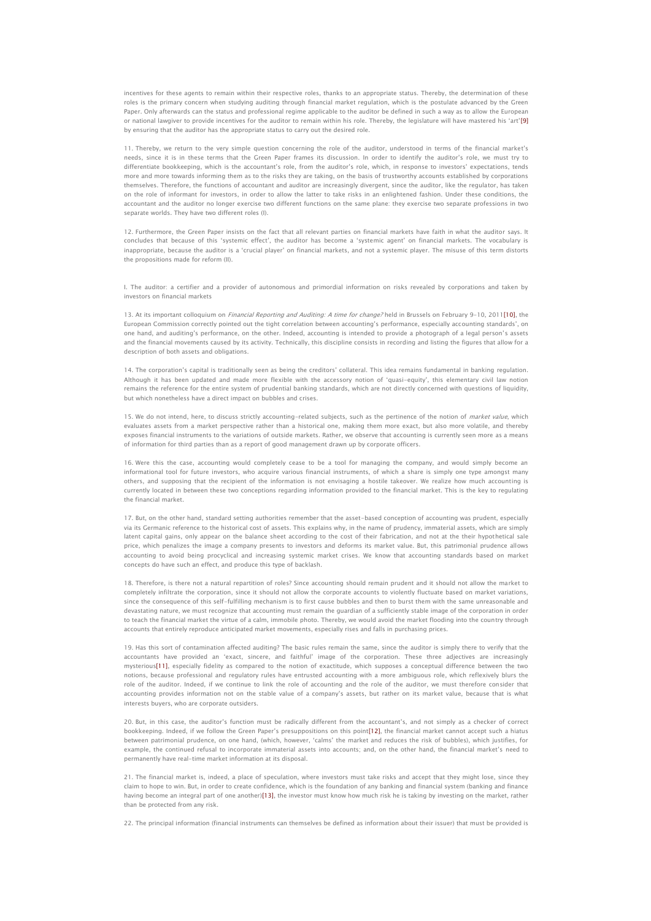incentives for these agents to remain within their respective roles, thanks to an appropriate status. Thereby, the determination of these roles is the primary concern when studying auditing through financial market regulation, which is the postulate advanced by the Green Paper. Only afterwards can the status and professional regime applicable to the auditor be defined in such a way as to allow the European or national lawgiver to provide incentives for the auditor to remain within his role. Thereby, the legislature will have mastered his 'art'[9] by ensuring that the auditor has the appropriate status to carry out the desired role.

11. Thereby, we return to the very simple question concerning the role of the auditor, understood in terms of the financial market's needs, since it is in these terms that the Green Paper frames its discussion. In order to identify the auditor's role, we must try to differentiate bookkeeping, which is the accountant's role, from the auditor's role, which, in response to investors' expectations, tends more and more towards informing them as to the risks they are taking, on the basis of trustworthy accounts established by corporations themselves. Therefore, the functions of accountant and auditor are increasingly divergent, since the auditor, like the regulator, has taken on the role of informant for investors, in order to allow the latter to take risks in an enlightened fashion. Under these conditions, the accountant and the auditor no longer exercise two different functions on the same plane: they exercise two separate professions in two separate worlds. They have two different roles (I).

12. Furthermore, the Green Paper insists on the fact that all relevant parties on financial markets have faith in what the auditor says. It concludes that because of this 'systemic effect', the auditor has become a 'systemic agent' on financial markets. The vocabulary is inappropriate, because the auditor is a 'crucial player' on financial markets, and not a systemic player. The misuse of this term distorts the propositions made for reform (II).

## I. The auditor: a certifier and a provider of autonomous and primordial information on risks revealed by corporations and taken by investors on financial markets

13. At its important colloquium on *Financial Reporting and Auditing: A time for change?* held in Brussels on February 9–10, 2011[10], the European Commission correctly pointed out the tight correlation between accounting's performance, especially accounting standards', on one hand, and auditing's performance, on the other. Indeed, accounting is intended to provide a photograph of a legal person's assets and the financial movements caused by its activity. Technically, this discipline consists in recording and listing the figures that allow for a description of both assets and obligations.

14. The corporation's capital is traditionally seen as being the creditors' collateral. This idea remains fundamental in banking regulation. Although it has been updated and made more flexible with the accessory notion of 'quasi-equity', this elementary civil law notion remains the reference for the entire system of prudential banking standards, which are not directly concerned with questions of liquidity, but which nonetheless have a direct impact on bubbles and crises.

15. We do not intend, here, to discuss strictly accounting-related subjects, such as the pertinence of the notion of *market value*, which evaluates assets from a market perspective rather than a historical one, making them more exact, but also more volatile, and thereby exposes financial instruments to the variations of outside markets. Rather, we observe that accounting is currently seen more as a means of information for third parties than as a report of good management drawn up by corporate officers.

16. Were this the case, accounting would completely cease to be a tool for managing the company, and would simply become an informational tool for future investors, who acquire various financial instruments, of which a share is simply one type amongst many others, and supposing that the recipient of the information is not envisaging a hostile takeover. We realize how much accounting is currently located in between these two conceptions regarding information provided to the financial market. This is the key to regulating the financial market.

17. But, on the other hand, standard setting authorities remember that the asset-based conception of accounting was prudent, especially via its Germanic reference to the historical cost of assets. This explains why, in the name of prudency, immaterial assets, which are simply latent capital gains, only appear on the balance sheet according to the cost of their fabrication, and not at the their hypothetical sale price, which penalizes the image a company presents to investors and deforms its market value. But, this patrimonial prudence allows accounting to avoid being procyclical and increasing systemic market crises. We know that accounting standards based on market concepts do have such an effect, and produce this type of backlash.

18. Therefore, is there not a natural repartition of roles? Since accounting should remain prudent and it should not allow the market to completely infiltrate the corporation, since it should not allow the corporate accounts to violently fluctuate based on market variations, since the consequence of this self-fulfilling mechanism is to first cause bubbles and then to burst them with the same unreasonable and devastating nature, we must recognize that accounting must remain the guardian of a sufficiently stable image of the corporation in order to teach the financial market the virtue of a calm, immobile photo. Thereby, we would avoid the market flooding into the country through accounts that entirely reproduce anticipated market movements, especially rises and falls in purchasing prices.

19. Has this sort of contamination affected auditing? The basic rules remain the same, since the auditor is simply there to verify that the accountants have provided an 'exact, sincere, and faithful' image of the corporation. These three adjectives are increasingly mysterious[11], especially fidelity as compared to the notion of exactitude, which supposes a conceptual difference between the two notions, because professional and regulatory rules have entrusted accounting with a more ambiguous role, which reflexively blurs the role of the auditor. Indeed, if we continue to link the role of accounting and the role of the auditor, we must therefore consider that accounting provides information not on the stable value of a company's assets, but rather on its market value, because that is what interests buyers, who are corporate outsiders.

20. But, in this case, the auditor's function must be radically different from the accountant's, and not simply as a checker of correct bookkeeping. Indeed, if we follow the Green Paper's presuppositions on this point[12], the financial market cannot accept such a hiatus between patrimonial prudence, on one hand, (which, however, 'calms' the market and reduces the risk of bubbles), which justifies, for example, the continued refusal to incorporate immaterial assets into accounts; and, on the other hand, the financial market's need to permanently have real-time market information at its disposal.

21. The financial market is, indeed, a place of speculation, where investors must take risks and accept that they might lose, since they claim to hope to win. But, in order to create confidence, which is the foundation of any banking and financial system (banking and finance having become an integral part of one another)[13], the investor must know how much risk he is taking by investing on the market, rather than be protected from any risk.

22. The principal information (financial instruments can themselves be defined as information about their issuer) that must be provided is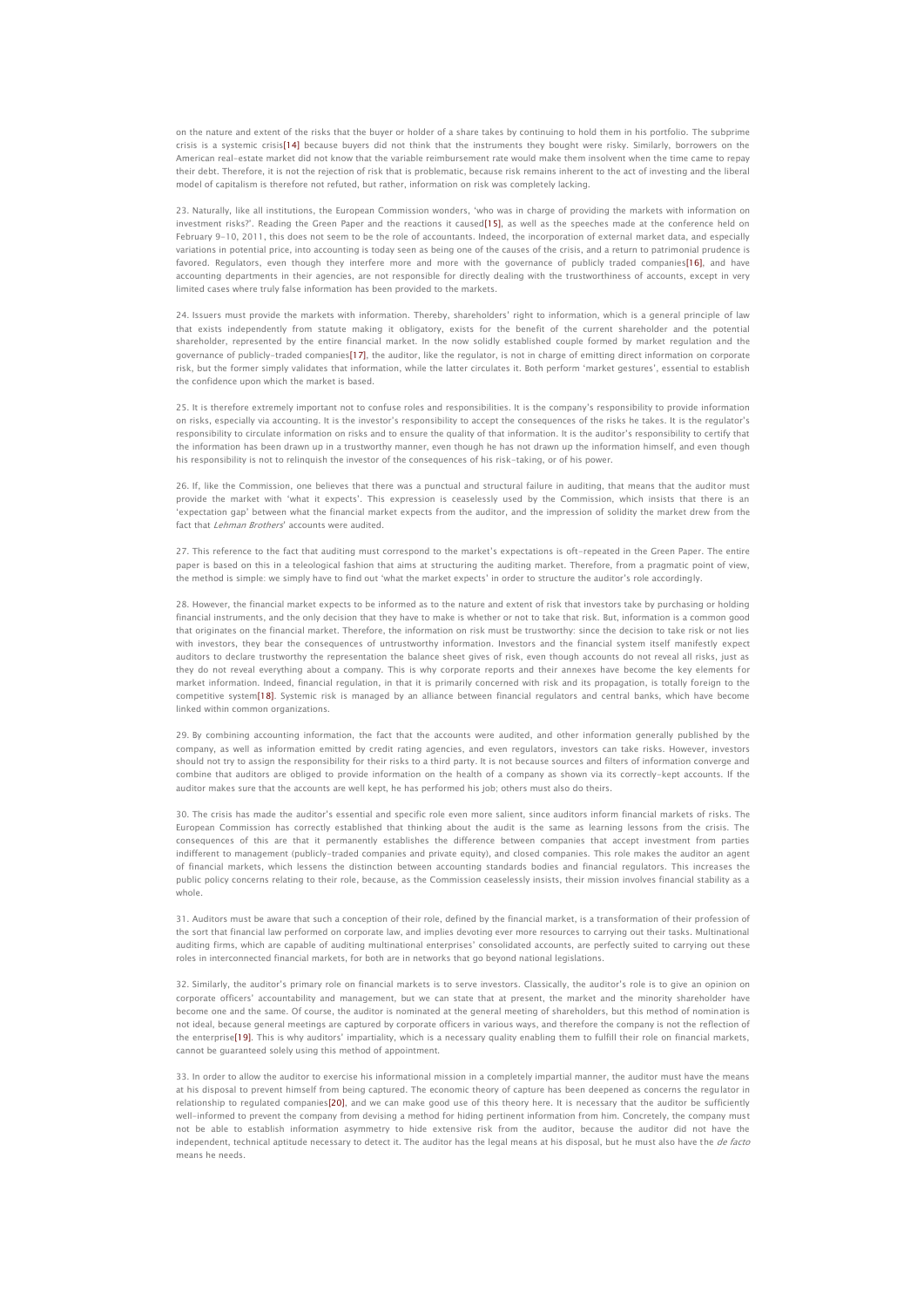on the nature and extent of the risks that the buyer or holder of a share takes by continuing to hold them in his portfolio. The subprime crisis is a systemic crisis[14] because buyers did not think that the instruments they bought were risky. Similarly, borrowers on the American real-estate market did not know that the variable reimbursement rate would make them insolvent when the time came to repay their debt. Therefore, it is not the rejection of risk that is problematic, because risk remains inherent to the act of investing and the liberal model of capitalism is therefore not refuted, but rather, information on risk was completely lacking.

23. Naturally, like all institutions, the European Commission wonders, 'who was in charge of providing the markets with information on investment risks?'. Reading the Green Paper and the reactions it caused[15], as well as the speeches made at the conference held on February 9-10, 2011, this does not seem to be the role of accountants. Indeed, the incorporation of external market data, and especially variations in potential price, into accounting is today seen as being one of the causes of the crisis, and a return to patrimonial prudence is favored. Regulators, even though they interfere more and more with the governance of publicly traded companies[16], and have accounting departments in their agencies, are not responsible for directly dealing with the trustworthiness of accounts, except in very limited cases where truly false information has been provided to the markets.

24. Issuers must provide the markets with information. Thereby, shareholders' right to information, which is a general principle of law that exists independently from statute making it obligatory, exists for the benefit of the current shareholder and the potential shareholder, represented by the entire financial market. In the now solidly established couple formed by market regulation and the governance of publicly-traded companies[17], the auditor, like the regulator, is not in charge of emitting direct information on corporate risk, but the former simply validates that information, while the latter circulates it. Both perform 'market gestures', essential to establish the confidence upon which the market is based.

25. It is therefore extremely important not to confuse roles and responsibilities. It is the company's responsibility to provide information on risks, especially via accounting. It is the investor's responsibility to accept the consequences of the risks he takes. It is the regulator's responsibility to circulate information on risks and to ensure the quality of that information. It is the auditor's responsibility to certify that the information has been drawn up in a trustworthy manner, even though he has not drawn up the information himself, and even though his responsibility is not to relinquish the investor of the consequences of his risk-taking, or of his power.

26. If, like the Commission, one believes that there was a punctual and structural failure in auditing, that means that the auditor must provide the market with 'what it expects'. This expression is ceaselessly used by the Commission, which insists that there is an 'expectation gap' between what the financial market expects from the auditor, and the impression of solidity the market drew from the fact that *Lehman Brothers*' accounts were audited.

27. This reference to the fact that auditing must correspond to the market's expectations is oft-repeated in the Green Paper. The entire paper is based on this in a teleological fashion that aims at structuring the auditing market. Therefore, from a pragmatic point of view, the method is simple: we simply have to find out 'what the market expects' in order to structure the auditor's role accordingly.

28. However, the financial market expects to be informed as to the nature and extent of risk that investors take by purchasing or holding financial instruments, and the only decision that they have to make is whether or not to take that risk. But, information is a common good that originates on the financial market. Therefore, the information on risk must be trustworthy: since the decision to take risk or not lies with investors, they bear the consequences of untrustworthy information. Investors and the financial system itself manifestly expect auditors to declare trustworthy the representation the balance sheet gives of risk, even though accounts do not reveal all risks, just as they do not reveal everything about a company. This is why corporate reports and their annexes have become the key elements for market information. Indeed, financial regulation, in that it is primarily concerned with risk and its propagation, is totally foreign to the competitive system[18]. Systemic risk is managed by an alliance between financial regulators and central banks, which have become linked within common organizations.

29. By combining accounting information, the fact that the accounts were audited, and other information generally published by the company, as well as information emitted by credit rating agencies, and even regulators, investors can take risks. However, investors should not try to assign the responsibility for their risks to a third party. It is not because sources and filters of information converge and combine that auditors are obliged to provide information on the health of a company as shown via its correctly-kept accounts. If the auditor makes sure that the accounts are well kept, he has performed his job; others must also do theirs.

30. The crisis has made the auditor's essential and specific role even more salient, since auditors inform financial markets of risks. The European Commission has correctly established that thinking about the audit is the same as learning lessons from the crisis. The consequences of this are that it permanently establishes the difference between companies that accept investment from parties indifferent to management (publicly-traded companies and private equity), and closed companies. This role makes the auditor an agent of financial markets, which lessens the distinction between accounting standards bodies and financial regulators. This increases the public policy concerns relating to their role, because, as the Commission ceaselessly insists, their mission involves financial stability as a whole.

31. Auditors must be aware that such a conception of their role, defined by the financial market, is a transformation of their profession of the sort that financial law performed on corporate law, and implies devoting ever more resources to carrying out their tasks. Multinational auditing firms, which are capable of auditing multinational enterprises' consolidated accounts, are perfectly suited to carrying out these roles in interconnected financial markets, for both are in networks that go beyond national legislations.

32. Similarly, the auditor's primary role on financial markets is to serve investors. Classically, the auditor's role is to give an opinion on corporate officers' accountability and management, but we can state that at present, the market and the minority shareholder have become one and the same. Of course, the auditor is nominated at the general meeting of shareholders, but this method of nomination is not ideal, because general meetings are captured by corporate officers in various ways, and therefore the company is not the reflection of the enterprise[19]. This is why auditors' impartiality, which is a necessary quality enabling them to fulfill their role on financial markets, cannot be guaranteed solely using this method of appointment.

33. In order to allow the auditor to exercise his informational mission in a completely impartial manner, the auditor must have the means at his disposal to prevent himself from being captured. The economic theory of capture has been deepened as concerns the regulator in relationship to regulated companies[20], and we can make good use of this theory here. It is necessary that the auditor be sufficiently well-informed to prevent the company from devising a method for hiding pertinent information from him. Concretely, the company must not be able to establish information asymmetry to hide extensive risk from the auditor, because the auditor did not have the independent, technical aptitude necessary to detect it. The auditor has the legal means at his disposal, but he must also have the *de facto* means he needs.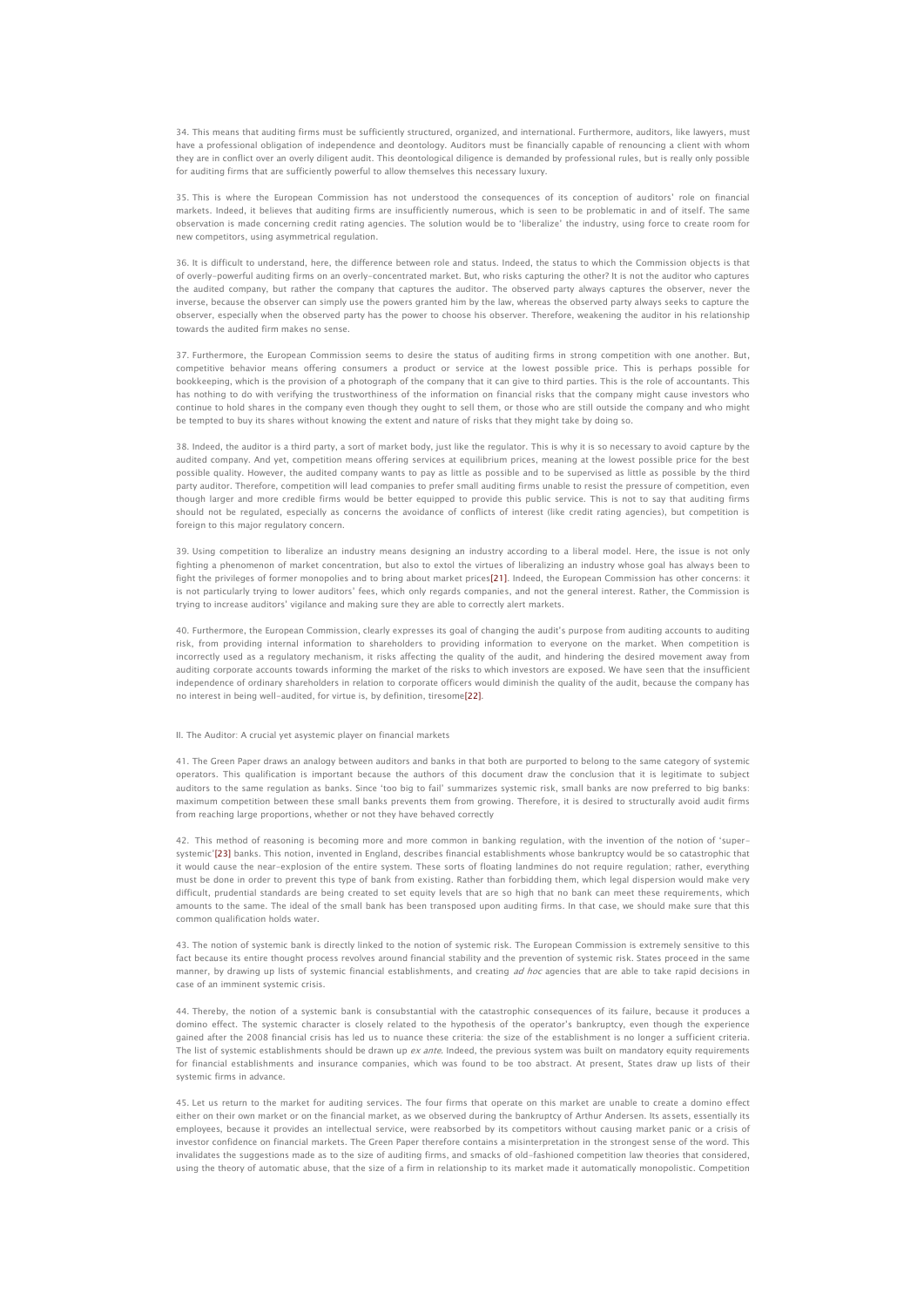34. This means that auditing firms must be sufficiently structured, organized, and international. Furthermore, auditors, like lawyers, must have a professional obligation of independence and deontology. Auditors must be financially capable of renouncing a client with whom they are in conflict over an overly diligent audit. This deontological diligence is demanded by professional rules, but is really only possible for auditing firms that are sufficiently powerful to allow themselves this necessary luxury.

35. This is where the European Commission has not understood the consequences of its conception of auditors' role on financial markets. Indeed, it believes that auditing firms are insufficiently numerous, which is seen to be problematic in and of itself. The same observation is made concerning credit rating agencies. The solution would be to 'liberalize' the industry, using force to create room for new competitors, using asymmetrical regulation.

36. It is difficult to understand, here, the difference between role and status. Indeed, the status to which the Commission objects is that of overly-powerful auditing firms on an overly-concentrated market. But, who risks capturing the other? It is not the auditor who captures the audited company, but rather the company that captures the auditor. The observed party always captures the observer, never the inverse, because the observer can simply use the powers granted him by the law, whereas the observed party always seeks to capture the observer, especially when the observed party has the power to choose his observer. Therefore, weakening the auditor in his relationship towards the audited firm makes no sense.

37. Furthermore, the European Commission seems to desire the status of auditing firms in strong competition with one another. But, competitive behavior means offering consumers a product or service at the lowest possible price. This is perhaps possible for bookkeeping, which is the provision of a photograph of the company that it can give to third parties. This is the role of accountants. This has nothing to do with verifying the trustworthiness of the information on financial risks that the company might cause investors who continue to hold shares in the company even though they ought to sell them, or those who are still outside the company and who might be tempted to buy its shares without knowing the extent and nature of risks that they might take by doing so.

38. Indeed, the auditor is a third party, a sort of market body, just like the regulator. This is why it is so necessary to avoid capture by the audited company. And yet, competition means offering services at equilibrium prices, meaning at the lowest possible price for the best possible quality. However, the audited company wants to pay as little as possible and to be supervised as little as possible by the third party auditor. Therefore, competition will lead companies to prefer small auditing firms unable to resist the pressure of competition, even though larger and more credible firms would be better equipped to provide this public service. This is not to say that auditing firms should not be regulated, especially as concerns the avoidance of conflicts of interest (like credit rating agencies), but competition is foreign to this major regulatory concern.

39. Using competition to liberalize an industry means designing an industry according to a liberal model. Here, the issue is not only fighting a phenomenon of market concentration, but also to extol the virtues of liberalizing an industry whose goal has always been to fight the privileges of former monopolies and to bring about market prices[21]. Indeed, the European Commission has other concerns: it is not particularly trying to lower auditors' fees, which only regards companies, and not the general interest. Rather, the Commission is trying to increase auditors' vigilance and making sure they are able to correctly alert markets.

40. Furthermore, the European Commission, clearly expresses its goal of changing the audit's purpose from auditing accounts to auditing risk, from providing internal information to shareholders to providing information to everyone on the market. When competition is incorrectly used as a regulatory mechanism, it risks affecting the quality of the audit, and hindering the desired movement away from auditing corporate accounts towards informing the market of the risks to which investors are exposed. We have seen that the insufficient independence of ordinary shareholders in relation to corporate officers would diminish the quality of the audit, because the company has no interest in being well-audited, for virtue is, by definition, tiresome[22].

## II. The Auditor: A crucial yet asystemic player on financial markets

41. The Green Paper draws an analogy between auditors and banks in that both are purported to belong to the same category of systemic operators. This qualification is important because the authors of this document draw the conclusion that it is legitimate to subject auditors to the same regulation as banks. Since 'too big to fail' summarizes systemic risk, small banks are now preferred to big banks: maximum competition between these small banks prevents them from growing. Therefore, it is desired to structurally avoid audit firms from reaching large proportions, whether or not they have behaved correctly

42. This method of reasoning is becoming more and more common in banking regulation, with the invention of the notion of 'super-systemic'[23] banks. This notion, invented in England, describes financial establishments whose bankruptcy would be so catastrophic that it would cause the near-explosion of the entire system. These sorts of floating landmines do not require regulation; rather, everything must be done in order to prevent this type of bank from existing. Rather than forbidding them, which legal dispersion would make very difficult, prudential standards are being created to set equity levels that are so high that no bank can meet these requirements, which amounts to the same. The ideal of the small bank has been transposed upon auditing firms. In that case, we should make sure that this common qualification holds water.

43. The notion of systemic bank is directly linked to the notion of systemic risk. The European Commission is extremely sensitive to this fact because its entire thought process revolves around financial stability and the prevention of systemic risk. States proceed in the same manner, by drawing up lists of systemic financial establishments, and creating *ad hoc* agencies that are able to take rapid decisions in case of an imminent systemic crisis.

44. Thereby, the notion of a systemic bank is consubstantial with the catastrophic consequences of its failure, because it produces a domino effect. The systemic character is closely related to the hypothesis of the operator's bankruptcy, even though the experience gained after the 2008 financial crisis has led us to nuance these criteria: the size of the establishment is no longer a sufficient criteria. The list of systemic establishments should be drawn up *ex ante*. Indeed, the previous system was built on mandatory equity requirements for financial establishments and insurance companies, which was found to be too abstract. At present, States draw up lists of their systemic firms in advance.

45. Let us return to the market for auditing services. The four firms that operate on this market are unable to create a domino effect either on their own market or on the financial market, as we observed during the bankruptcy of Arthur Andersen. Its assets, essentially its employees, because it provides an intellectual service, were reabsorbed by its competitors without causing market panic or a crisis of investor confidence on financial markets. The Green Paper therefore contains a misinterpretation in the strongest sense of the word. This invalidates the suggestions made as to the size of auditing firms, and smacks of old-fashioned competition law theories that considered, using the theory of automatic abuse, that the size of a firm in relationship to its market made it automatically monopolistic. Competition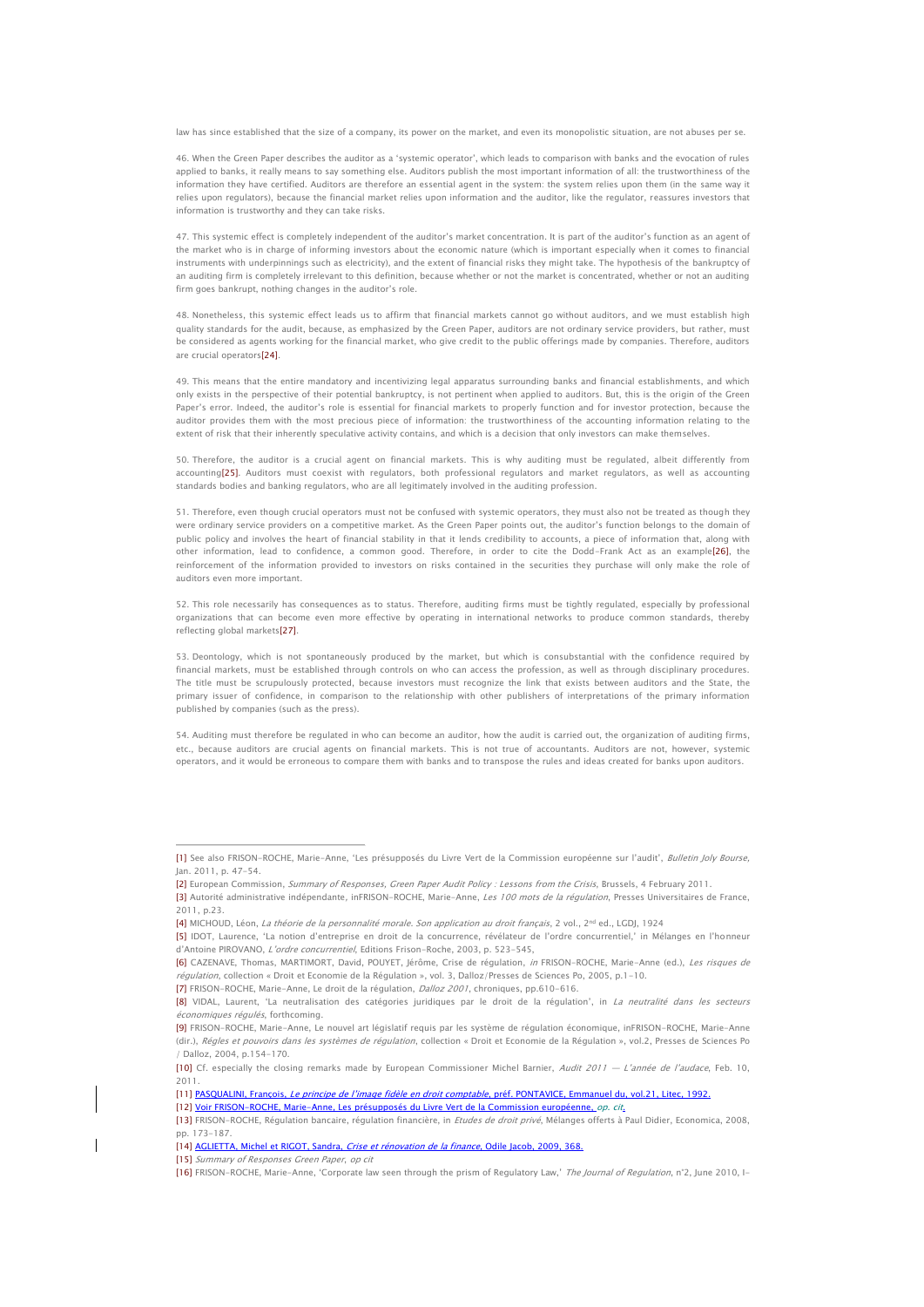law has since established that the size of a company, its power on the market, and even its monopolistic situation, are not abuses per se.

46. When the Green Paper describes the auditor as a 'systemic operator', which leads to comparison with banks and the evocation of rules applied to banks, it really means to say something else. Auditors publish the most important information of all: the trustworthiness of the information they have certified. Auditors are therefore an essential agent in the system: the system relies upon them (in the same way it relies upon regulators), because the financial market relies upon information and the auditor, like the regulator, reassures investors that information is trustworthy and they can take risks.

47. This systemic effect is completely independent of the auditor's market concentration. It is part of the auditor's function as an agent of the market who is in charge of informing investors about the economic nature (which is important especially when it comes to financial instruments with underpinnings such as electricity), and the extent of financial risks they might take. The hypothesis of the bankruptcy of an auditing firm is completely irrelevant to this definition, because whether or not the market is concentrated, whether or not an auditing firm goes bankrupt, nothing changes in the auditor's role.

48. Nonetheless, this systemic effect leads us to affirm that financial markets cannot go without auditors, and we must establish high quality standards for the audit, because, as emphasized by the Green Paper, auditors are not ordinary service providers, but rather, must be considered as agents working for the financial market, who give credit to the public offerings made by companies. Therefore, auditors are crucial operators[24].

49. This means that the entire mandatory and incentivizing legal apparatus surrounding banks and financial establishments, and which only exists in the perspective of their potential bankruptcy, is not pertinent when applied to auditors. But, this is the origin of the Green Paper's error. Indeed, the auditor's role is essential for financial markets to properly function and for investor protection, because the auditor provides them with the most precious piece of information: the trustworthiness of the accounting information relating to the extent of risk that their inherently speculative activity contains, and which is a decision that only investors can make themselves.

50. Therefore, the auditor is a crucial agent on financial markets. This is why auditing must be regulated, albeit differently from accounting[25]. Auditors must coexist with regulators, both professional regulators and market regulators, as well as accounting standards bodies and banking regulators, who are all legitimately involved in the auditing profession.

51. Therefore, even though crucial operators must not be confused with systemic operators, they must also not be treated as though they were ordinary service providers on a competitive market. As the Green Paper points out, the auditor's function belongs to the domain of public policy and involves the heart of financial stability in that it lends credibility to accounts, a piece of information that, along with other information, lead to confidence, a common good. Therefore, in order to cite the Dodd-Frank Act as an example[26], the reinforcement of the information provided to investors on risks contained in the securities they purchase will only make the role of auditors even more important.

52. This role necessarily has consequences as to status. Therefore, auditing firms must be tightly regulated, especially by professional organizations that can become even more effective by operating in international networks to produce common standards, thereby reflecting global markets[27].

53. Deontology, which is not spontaneously produced by the market, but which is consubstantial with the confidence required by financial markets, must be established through controls on who can access the profession, as well as through disciplinary procedures. The title must be scrupulously protected, because investors must recognize the link that exists between auditors and the State, the primary issuer of confidence, in comparison to the relationship with other publishers of interpretations of the primary information published by companies (such as the press).

54. Auditing must therefore be regulated in who can become an auditor, how the audit is carried out, the organization of auditing firms, etc., because auditors are crucial agents on financial markets. This is not true of accountants. Auditors are not, however, systemic operators, and it would be erroneous to compare them with banks and to transpose the rules and ideas created for banks upon auditors.

---

[1] See also FRISON-ROCHE, Marie-Anne, 'Les présupposés du Livre Vert de la Commission européenne sur l'audit', *Bulletin Joly Bourse*, Jan. 2011, p. 47-54.

[2] European Commission, *Summary of Responses, Green Paper Audit Policy : Lessons from the Crisis*, Brussels, 4 February 2011.

[3] Autorité administrative indépendante, inFRISON-ROCHE, Marie-Anne, *Les 100 mots de la régulation*, Presses Universitaires de France, 2011, p.23.

[4] MICHOUD, Léon, *La théorie de la personnalité morale. Son application au droit français*, 2 vol., 2nd ed., LGDJ, 1924

[5] IDOT, Laurence, 'La notion d'entreprise en droit de la concurrence, révélateur de l'ordre concurrentiel,' in Mélanges en l'honneur d'Antoine PIROVANO, *L'ordre concurrentiel*, Editions Frison-Roche, 2003, p. 523-545,

[6] CAZENAVE, Thomas, MARTIMORT, David, POUYET, Jérôme, Crise de régulation, *in* FRISON-ROCHE, Marie-Anne (ed.), *Les risques de régulation*, collection « Droit et Economie de la Régulation », vol. 3, Dalloz/Presses de Sciences Po, 2005, p.1-10.

[7] FRISON-ROCHE, Marie-Anne, Le droit de la régulation, *Dalloz 2001*, chroniques, pp.610-616.

[8] VIDAL, Laurent, 'La neutralisation des catégories juridiques par le droit de la régulation', in *La neutralité dans les secteurs économiques régulés*, forthcoming.

[9] FRISON-ROCHE, Marie-Anne, Le nouvel art législatif requis par les système de régulation économique, inFRISON-ROCHE, Marie-Anne (dir.), *Règles et pouvoirs dans les systèmes de régulation*, collection « Droit et Economie de la Régulation », vol.2, Presses de Sciences Po / Dalloz, 2004, p.154-170.

[10] Cf. especially the closing remarks made by European Commissioner Michel Barnier, *Audit 2011 — L'année de l'audace*, Feb. 10, 2011.

[11] PASQUALINI, François, *Le principe de l'image fidèle en droit comptable*, préf. PONTAVICE, Emmanuel du, vol.21, Litec, 1992.

[12] Voir FRISON-ROCHE, Marie-Anne, Les présupposés du Livre Vert de la Commission européenne, *op. cit*.

[13] FRISON-ROCHE, Régulation bancaire, régulation financière, in *Etudes de droit privé*, Mélanges offerts à Paul Didier, Economica, 2008, pp. 173-187.

[14] AGLIETTA, Michel et RIGOT, Sandra, *Crise et rénovation de la finance*, Odile Jacob, 2009, 368.

[15] *Summary of Responses Green Paper*, *op cit*

[16] FRISON-ROCHE, Marie-Anne, 'Corporate law seen through the prism of Regulatory Law,' *The Journal of Regulation*, n°2, June 2010, I-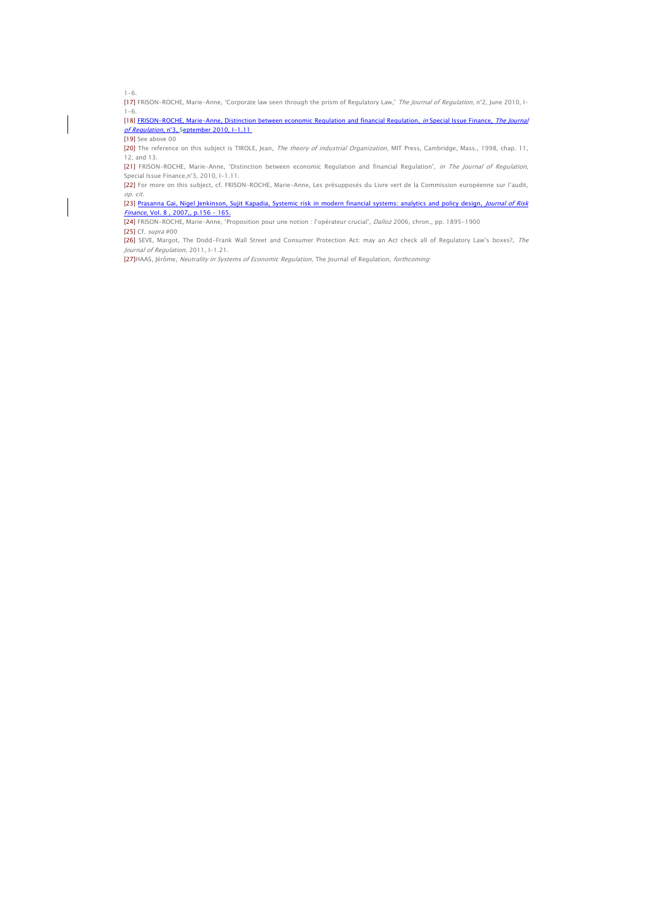1-6.

[17] FRISON-ROCHE, Marie-Anne, 'Corporate law seen through the prism of Regulatory Law,' *The Journal of Regulation*, n°2, June 2010, I-1-6.

[18] FRISON-ROCHE, Marie-Anne, Distinction between economic Regulation and financial Regulation, *in* Special Issue Finance, *The Journal of Regulation*, n°3, September 2010, I-1.11

[19] See above 00

[20] The reference on this subject is TIROLE, Jean, *The theory of industrial Organization*, MIT Press, Cambridge, Mass., 1998, chap. 11, 12, and 13.

[21] FRISON-ROCHE, Marie-Anne, 'Distinction between economic Regulation and financial Regulation', *in The Journal of Regulation*, Special Issue Finance,n°3, 2010, I-1.11.

[22] For more on this subject, cf. FRISON-ROCHE, Marie-Anne, Les présupposés du Livre vert de la Commission européenne sur l'audit, *op. cit.*

[23] Prasanna Gai, Nigel Jenkinson, Sujit Kapadia, Systemic risk in modern financial systems: analytics and policy design, *Journal of Risk Finance*, Vol. 8 , 2007,, p.156 - 165.

[24] FRISON-ROCHE, Marie-Anne, 'Proposition pour une notion : l'opérateur crucial', *Dalloz* 2006, chron., pp. 1895-1900

[25] Cf. *supra* #00

[26] SEVE, Margot, The Dodd-Frank Wall Street and Consumer Protection Act: may an Act check all of Regulatory Law's boxes?, *The Journal of Regulation*, 2011, I-1.21.

[27]HAAS, Jérôme, *Neutrality in Systems of Economic Regulation*, The Journal of Regulation, *forthcoming*